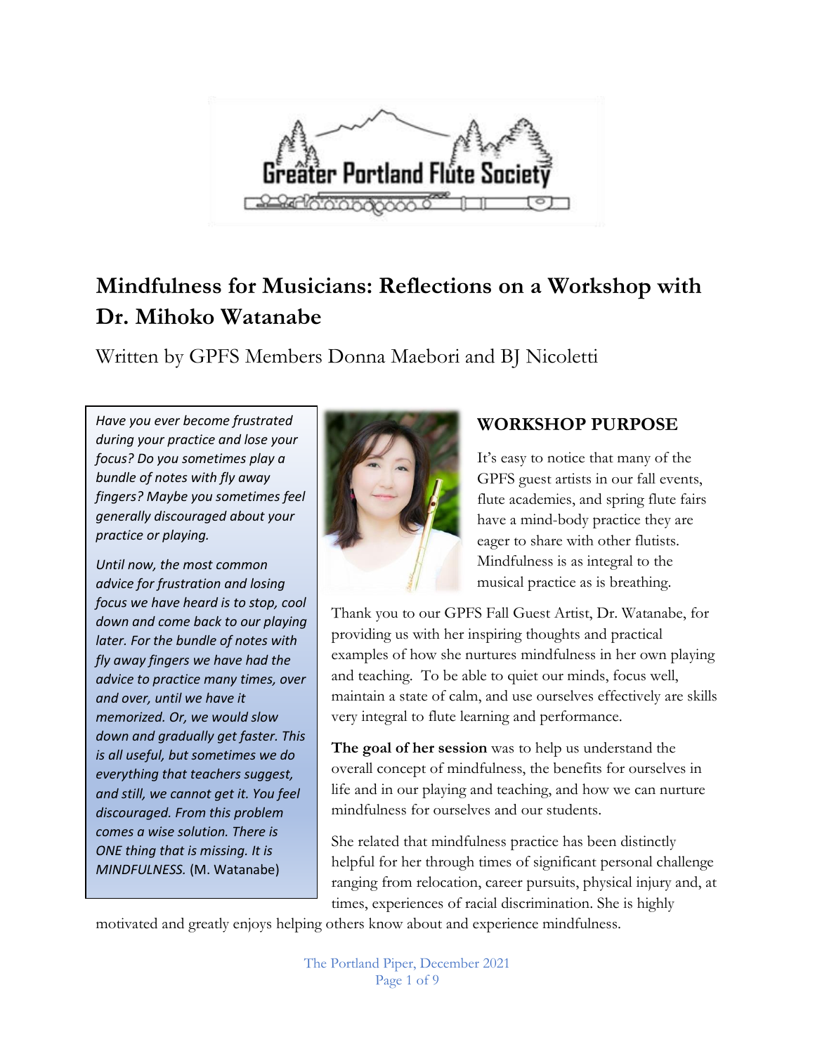Greater Portland Flute Society

# Mindfulness for Musicians: Reflections on a Workshop with Dr. Mihoko Watanabe

Written by GPFS Members Donna Maebori and BJ Nicoletti

*Have you ever become frustrated during your practice and lose your focus? Do you sometimes play a bundle of notes with fly away fingers? Maybe you sometimes feel generally discouraged about your practice or playing.*

*Until now, the most common advice for frustration and losing focus we have heard is to stop, cool down and come back to our playing later. For the bundle of notes with fly away fingers we have had the advice to practice many times, over and over, until we have it memorized. Or, we would slow down and gradually get faster. This is all useful, but sometimes we do everything that teachers suggest, and still, we cannot get it. You feel discouraged. From this problem comes a wise solution. There is ONE thing that is missing. It is MINDFULNESS.* (M. Watanabe)

## WORKSHOP PURPOSE

It's easy to notice that many of the GPFS guest artists in our fall events, flute academies, and spring flute fairs have a mind-body practice they are eager to share with other flutists. Mindfulness is as integral to the musical practice as is breathing.

Thank you to our GPFS Fall Guest Artist, Dr. Watanabe, for providing us with her inspiring thoughts and practical examples of how she nurtures mindfulness in her own playing and teaching. To be able to quiet our minds, focus well, maintain a state of calm, and use ourselves effectively are skills very integral to flute learning and performance.

**The goal of her session** was to help us understand the overall concept of mindfulness, the benefits for ourselves in life and in our playing and teaching, and how we can nurture mindfulness for ourselves and our students.

She related that mindfulness practice has been distinctly helpful for her through times of significant personal challenge ranging from relocation, career pursuits, physical injury and, at times, experiences of racial discrimination. She is highly motivated and greatly enjoys helping others know about and experience mindfulness.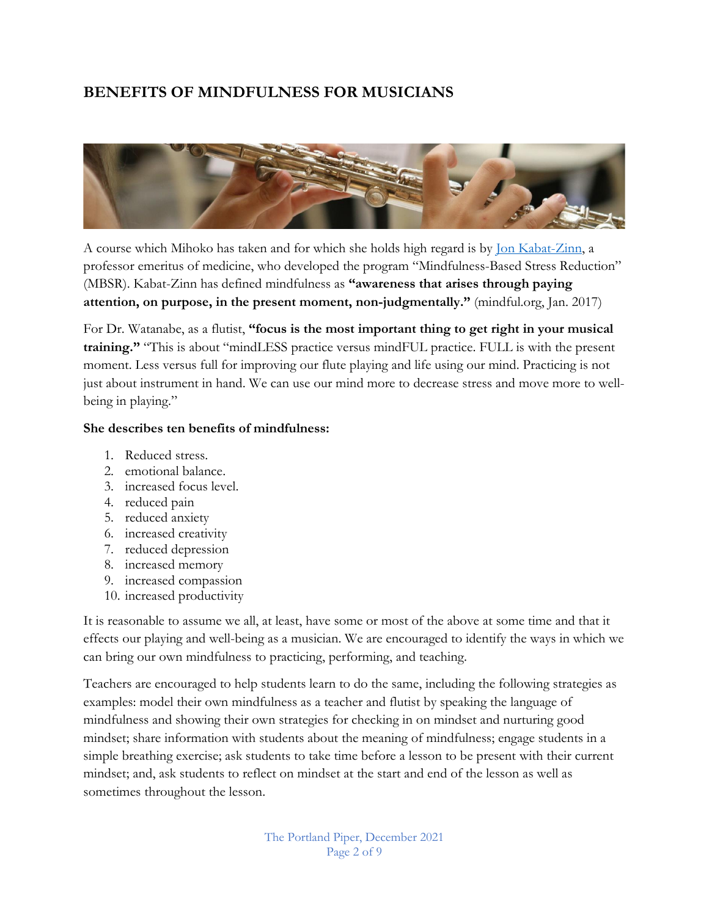## BENEFITS OF MINDFULNESS FOR MUSICIANS

A course which Mihoko has taken and for which she holds high regard is by [Jon Kabat-Zinn](), a professor emeritus of medicine, who developed the program "Mindfulness-Based Stress Reduction" (MBSR). Kabat-Zinn has defined mindfulness as **"awareness that arises through paying attention, on purpose, in the present moment, non-judgmentally."** (mindful.org, Jan. 2017)

For Dr. Watanabe, as a flutist, **"focus is the most important thing to get right in your musical training."** "This is about "mindLESS practice versus mindFUL practice. FULL is with the present moment. Less versus full for improving our flute playing and life using our mind. Practicing is not just about instrument in hand. We can use our mind more to decrease stress and move more to well-being in playing."

**She describes ten benefits of mindfulness:**

1. Reduced stress.
2. emotional balance.
3. increased focus level.
4. reduced pain
5. reduced anxiety
6. increased creativity
7. reduced depression
8. increased memory
9. increased compassion
10. increased productivity

It is reasonable to assume we all, at least, have some or most of the above at some time and that it effects our playing and well-being as a musician. We are encouraged to identify the ways in which we can bring our own mindfulness to practicing, performing, and teaching.

Teachers are encouraged to help students learn to do the same, including the following strategies as examples: model their own mindfulness as a teacher and flutist by speaking the language of mindfulness and showing their own strategies for checking in on mindset and nurturing good mindset; share information with students about the meaning of mindfulness; engage students in a simple breathing exercise; ask students to take time before a lesson to be present with their current mindset; and, ask students to reflect on mindset at the start and end of the lesson as well as sometimes throughout the lesson.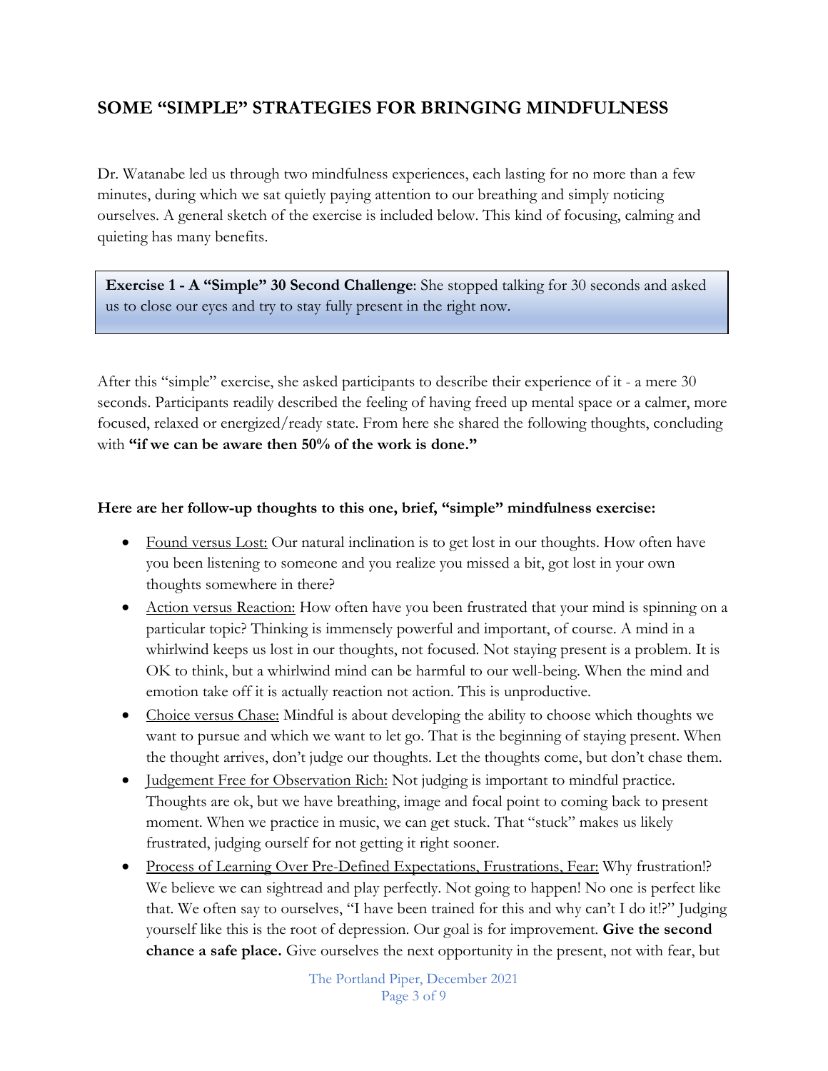## SOME "SIMPLE" STRATEGIES FOR BRINGING MINDFULNESS

Dr. Watanabe led us through two mindfulness experiences, each lasting for no more than a few minutes, during which we sat quietly paying attention to our breathing and simply noticing ourselves. A general sketch of the exercise is included below. This kind of focusing, calming and quieting has many benefits.

> **Exercise 1 - A "Simple" 30 Second Challenge**: She stopped talking for 30 seconds and asked us to close our eyes and try to stay fully present in the right now.

After this "simple" exercise, she asked participants to describe their experience of it - a mere 30 seconds. Participants readily described the feeling of having freed up mental space or a calmer, more focused, relaxed or energized/ready state. From here she shared the following thoughts, concluding with **"if we can be aware then 50% of the work is done."**

**Here are her follow-up thoughts to this one, brief, "simple" mindfulness exercise:**

- Found versus Lost: Our natural inclination is to get lost in our thoughts. How often have you been listening to someone and you realize you missed a bit, got lost in your own thoughts somewhere in there?
- Action versus Reaction: How often have you been frustrated that your mind is spinning on a particular topic? Thinking is immensely powerful and important, of course. A mind in a whirlwind keeps us lost in our thoughts, not focused. Not staying present is a problem. It is OK to think, but a whirlwind mind can be harmful to our well-being. When the mind and emotion take off it is actually reaction not action. This is unproductive.
- Choice versus Chase: Mindful is about developing the ability to choose which thoughts we want to pursue and which we want to let go. That is the beginning of staying present. When the thought arrives, don't judge our thoughts. Let the thoughts come, but don't chase them.
- Judgement Free for Observation Rich: Not judging is important to mindful practice. Thoughts are ok, but we have breathing, image and focal point to coming back to present moment. When we practice in music, we can get stuck. That "stuck" makes us likely frustrated, judging ourself for not getting it right sooner.
- Process of Learning Over Pre-Defined Expectations, Frustrations, Fear: Why frustration!? We believe we can sightread and play perfectly. Not going to happen! No one is perfect like that. We often say to ourselves, "I have been trained for this and why can't I do it!?" Judging yourself like this is the root of depression. Our goal is for improvement. **Give the second chance a safe place.** Give ourselves the next opportunity in the present, not with fear, but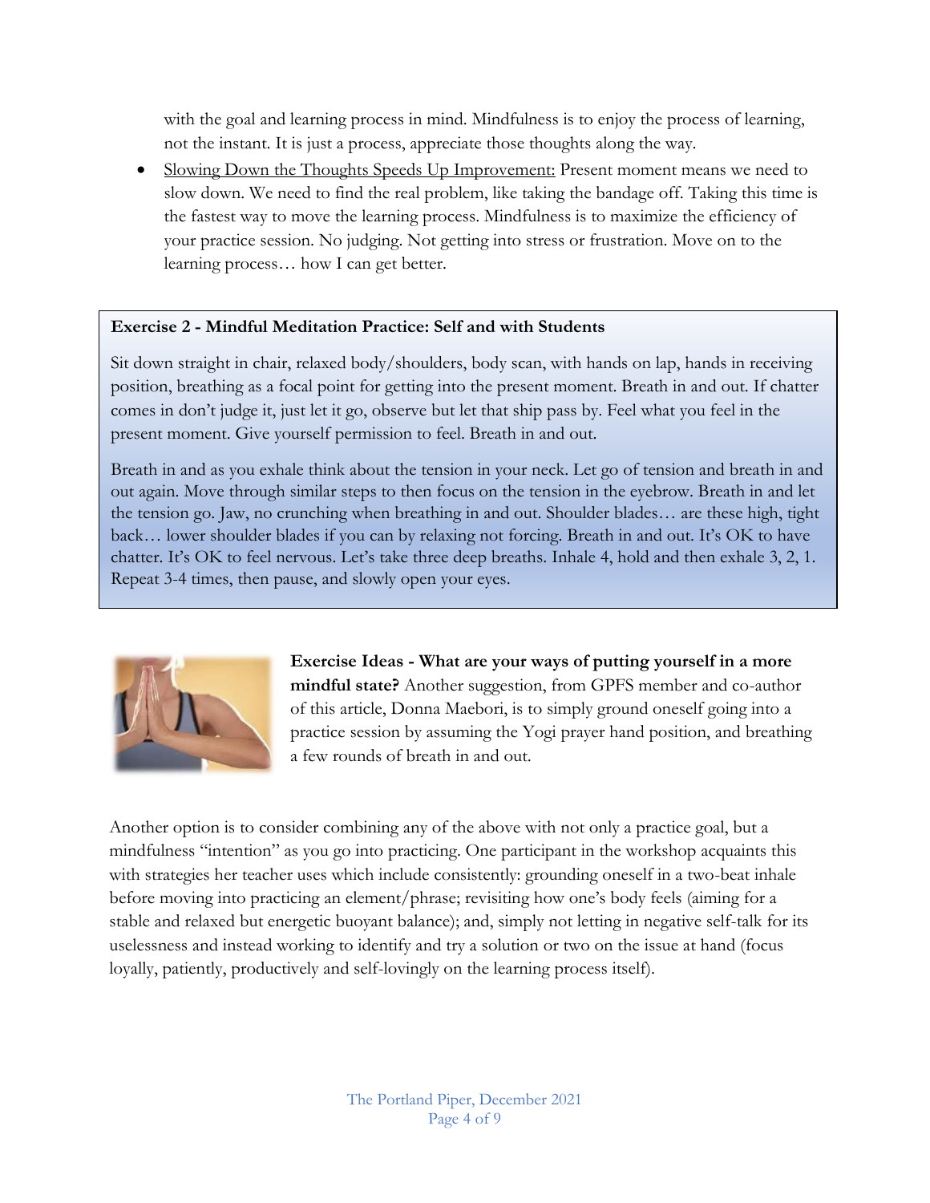with the goal and learning process in mind. Mindfulness is to enjoy the process of learning, not the instant. It is just a process, appreciate those thoughts along the way.

- Slowing Down the Thoughts Speeds Up Improvement: Present moment means we need to slow down. We need to find the real problem, like taking the bandage off. Taking this time is the fastest way to move the learning process. Mindfulness is to maximize the efficiency of your practice session. No judging. Not getting into stress or frustration. Move on to the learning process… how I can get better.

**Exercise 2 - Mindful Meditation Practice: Self and with Students**

Sit down straight in chair, relaxed body/shoulders, body scan, with hands on lap, hands in receiving position, breathing as a focal point for getting into the present moment. Breath in and out. If chatter comes in don't judge it, just let it go, observe but let that ship pass by. Feel what you feel in the present moment. Give yourself permission to feel. Breath in and out.

Breath in and as you exhale think about the tension in your neck. Let go of tension and breath in and out again. Move through similar steps to then focus on the tension in the eyebrow. Breath in and let the tension go. Jaw, no crunching when breathing in and out. Shoulder blades… are these high, tight back… lower shoulder blades if you can by relaxing not forcing. Breath in and out. It's OK to have chatter. It's OK to feel nervous. Let's take three deep breaths. Inhale 4, hold and then exhale 3, 2, 1. Repeat 3-4 times, then pause, and slowly open your eyes.

**Exercise Ideas - What are your ways of putting yourself in a more mindful state?** Another suggestion, from GPFS member and co-author of this article, Donna Maebori, is to simply ground oneself going into a practice session by assuming the Yogi prayer hand position, and breathing a few rounds of breath in and out.

Another option is to consider combining any of the above with not only a practice goal, but a mindfulness "intention" as you go into practicing. One participant in the workshop acquaints this with strategies her teacher uses which include consistently: grounding oneself in a two-beat inhale before moving into practicing an element/phrase; revisiting how one's body feels (aiming for a stable and relaxed but energetic buoyant balance); and, simply not letting in negative self-talk for its uselessness and instead working to identify and try a solution or two on the issue at hand (focus loyally, patiently, productively and self-lovingly on the learning process itself).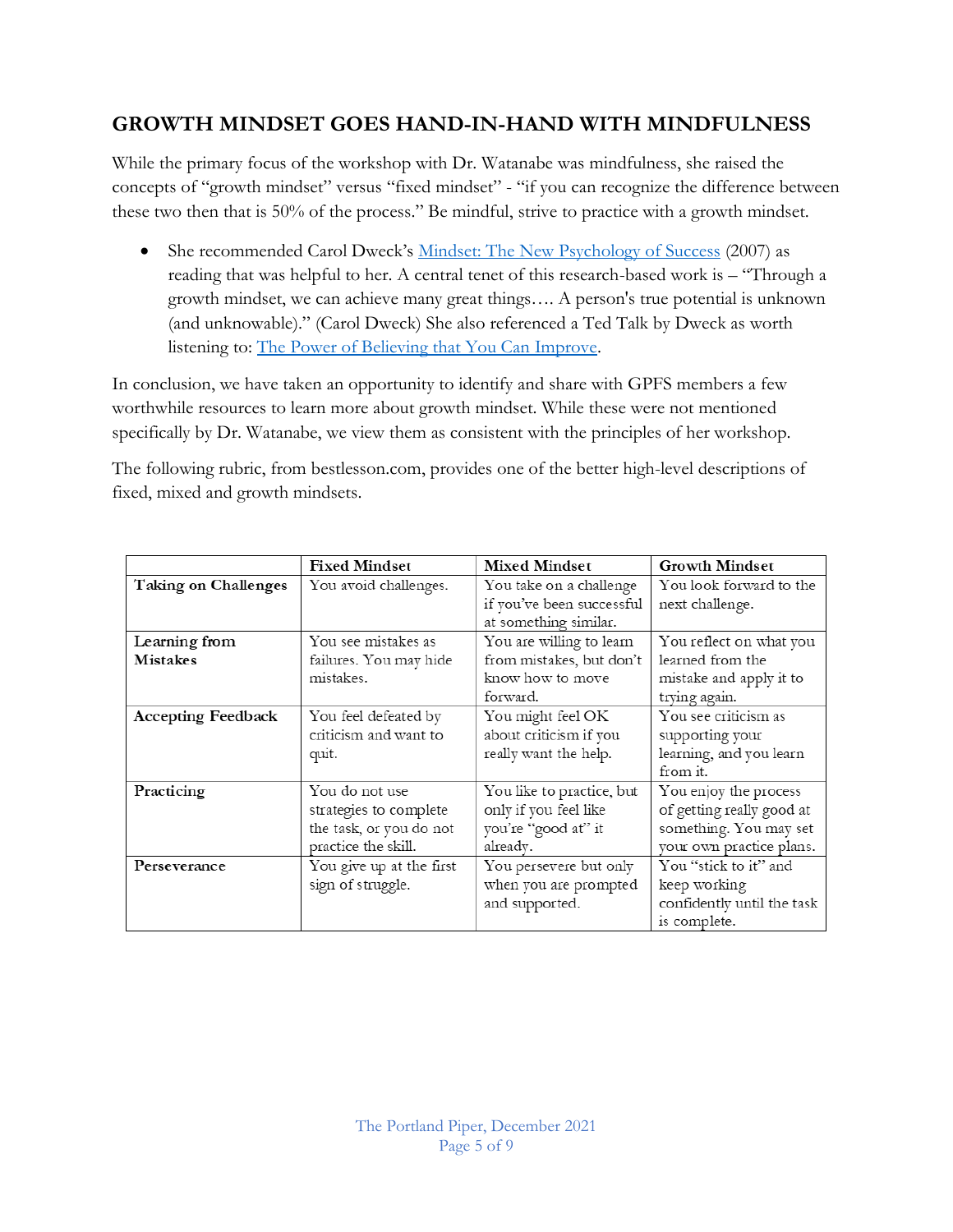## GROWTH MINDSET GOES HAND-IN-HAND WITH MINDFULNESS

While the primary focus of the workshop with Dr. Watanabe was mindfulness, she raised the concepts of "growth mindset" versus "fixed mindset" - "if you can recognize the difference between these two then that is 50% of the process." Be mindful, strive to practice with a growth mindset.

- She recommended Carol Dweck's [Mindset: The New Psychology of Success]() (2007) as reading that was helpful to her. A central tenet of this research-based work is – "Through a growth mindset, we can achieve many great things…. A person's true potential is unknown (and unknowable)." (Carol Dweck) She also referenced a Ted Talk by Dweck as worth listening to: [The Power of Believing that You Can Improve]().

In conclusion, we have taken an opportunity to identify and share with GPFS members a few worthwhile resources to learn more about growth mindset. While these were not mentioned specifically by Dr. Watanabe, we view them as consistent with the principles of her workshop.

The following rubric, from bestlesson.com, provides one of the better high-level descriptions of fixed, mixed and growth mindsets.

| | **Fixed Mindset** | **Mixed Mindset** | **Growth Mindset** |
|---|---|---|---|
| **Taking on Challenges** | You avoid challenges. | You take on a challenge if you've been successful at something similar. | You look forward to the next challenge. |
| **Learning from Mistakes** | You see mistakes as failures. You may hide mistakes. | You are willing to learn from mistakes, but don't know how to move forward. | You reflect on what you learned from the mistake and apply it to trying again. |
| **Accepting Feedback** | You feel defeated by criticism and want to quit. | You might feel OK about criticism if you really want the help. | You see criticism as supporting your learning, and you learn from it. |
| **Practicing** | You do not use strategies to complete the task, or you do not practice the skill. | You like to practice, but only if you feel like you're "good at" it already. | You enjoy the process of getting really good at something. You may set your own practice plans. |
| **Perseverance** | You give up at the first sign of struggle. | You persevere but only when you are prompted and supported. | You "stick to it" and keep working confidently until the task is complete. |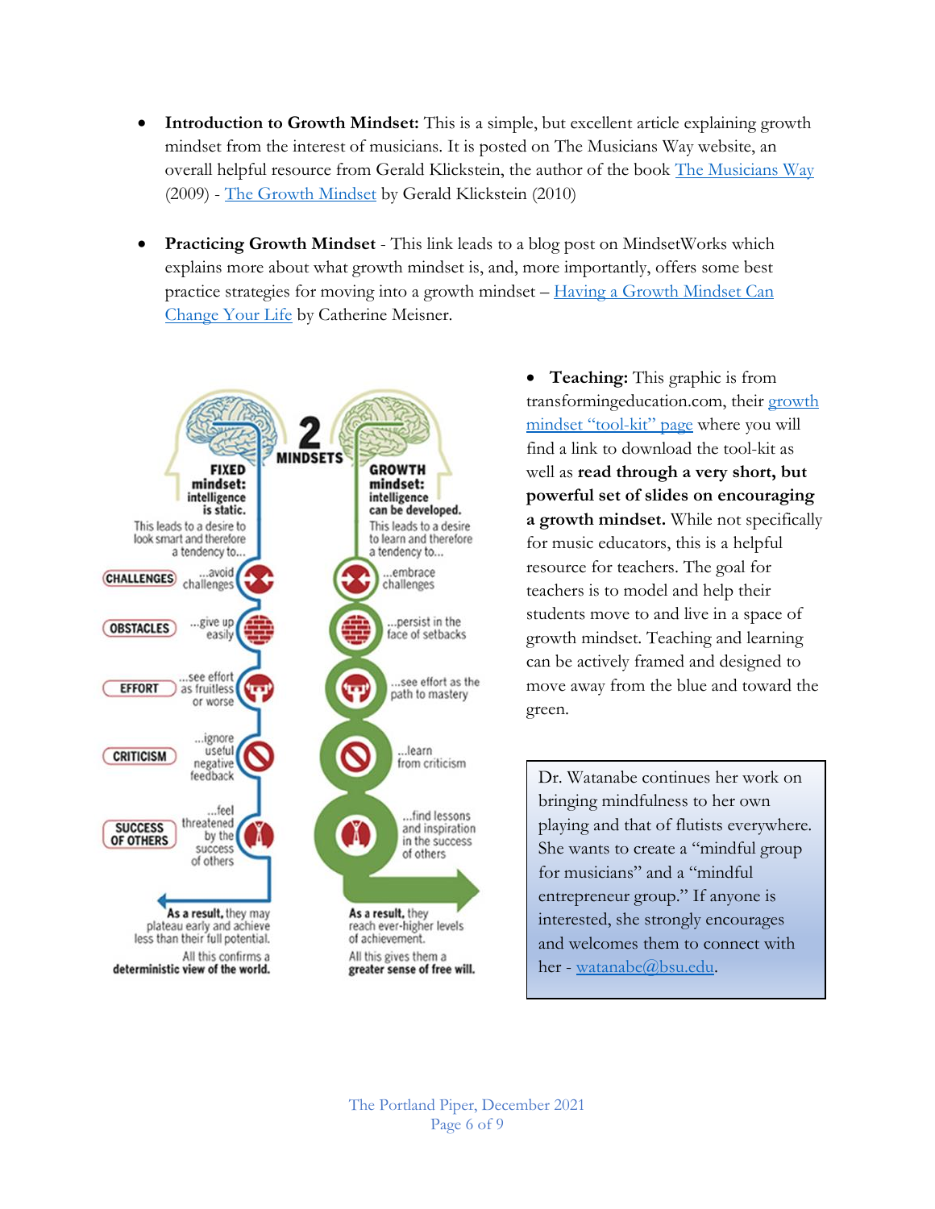- **Introduction to Growth Mindset:** This is a simple, but excellent article explaining growth mindset from the interest of musicians. It is posted on The Musicians Way website, an overall helpful resource from Gerald Klickstein, the author of the book [The Musicians Way] (2009) - [The Growth Mindset] by Gerald Klickstein (2010)

- **Practicing Growth Mindset** - This link leads to a blog post on MindsetWorks which explains more about what growth mindset is, and, more importantly, offers some best practice strategies for moving into a growth mindset – [Having a Growth Mindset Can Change Your Life] by Catherine Meisner.

- **Teaching:** This graphic is from transformingeducation.com, their [growth mindset "tool-kit" page] where you will find a link to download the tool-kit as well as **read through a very short, but powerful set of slides on encouraging a growth mindset.** While not specifically for music educators, this is a helpful resource for teachers. The goal for teachers is to model and help their students move to and live in a space of growth mindset. Teaching and learning can be actively framed and designed to move away from the blue and toward the green.

| 2 MINDSETS | FIXED mindset: intelligence is static. | GROWTH mindset: intelligence can be developed. |
|---|---|---|
| | This leads to a desire to look smart and therefore a tendency to... | This leads to a desire to learn and therefore a tendency to... |
| CHALLENGES | ...avoid challenges | ...embrace challenges |
| OBSTACLES | ...give up easily | ...persist in the face of setbacks |
| EFFORT | ...see effort as fruitless or worse | ...see effort as the path to mastery |
| CRITICISM | ...ignore useful negative feedback | ...learn from criticism |
| SUCCESS OF OTHERS | ...feel threatened by the success of others | ...find lessons and inspiration in the success of others |
| | **As a result,** they may plateau early and achieve less than their full potential. | **As a result,** they reach ever-higher levels of achievement. |
| | All this confirms a **deterministic view of the world.** | All this gives them a **greater sense of free will.** |

Dr. Watanabe continues her work on bringing mindfulness to her own playing and that of flutists everywhere. She wants to create a "mindful group for musicians" and a "mindful entrepreneur group." If anyone is interested, she strongly encourages and welcomes them to connect with her - watanabe@bsu.edu.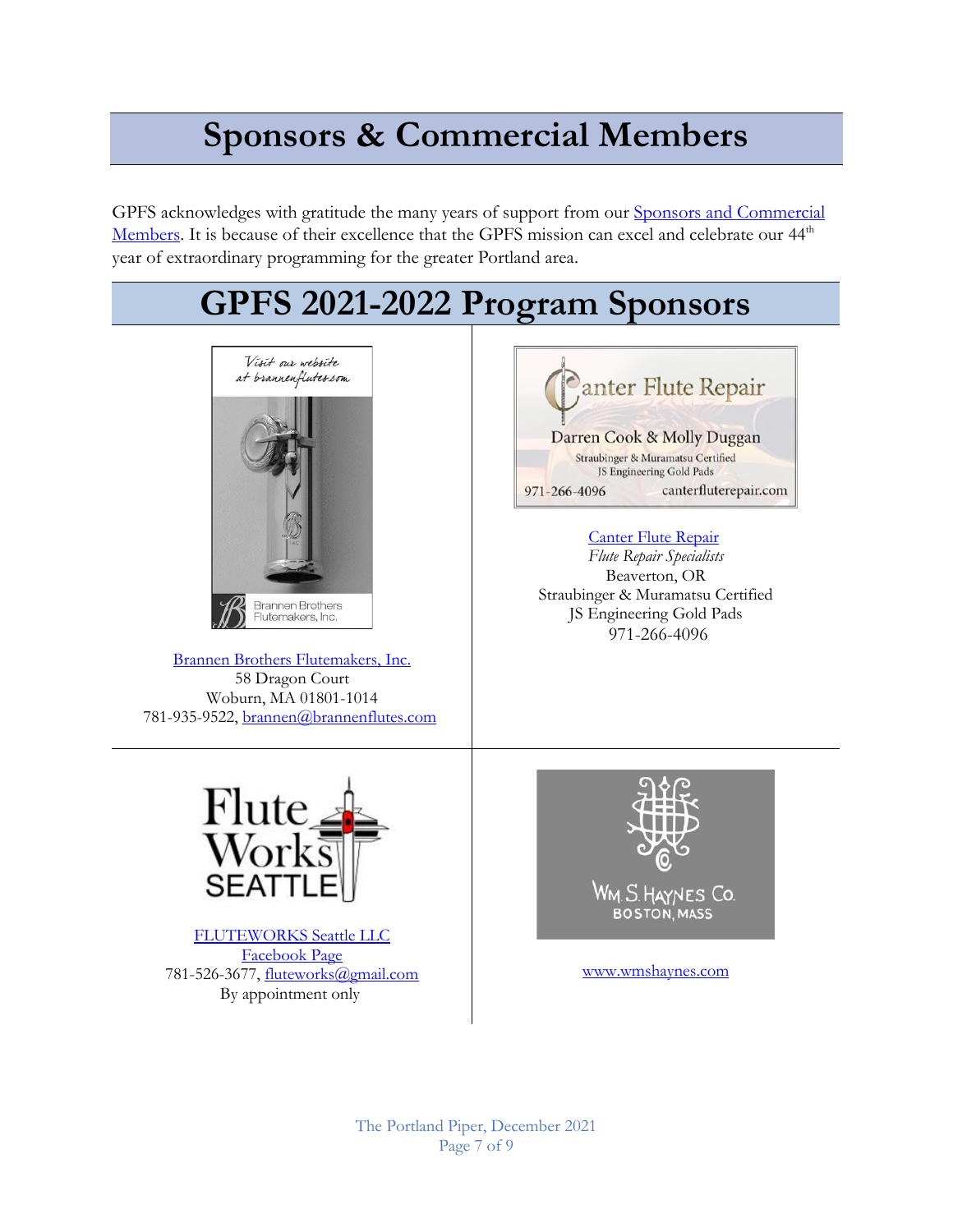# Sponsors & Commercial Members

GPFS acknowledges with gratitude the many years of support from our Sponsors and Commercial Members. It is because of their excellence that the GPFS mission can excel and celebrate our 44th year of extraordinary programming for the greater Portland area.

# GPFS 2021-2022 Program Sponsors

Brannen Brothers Flutemakers, Inc.
58 Dragon Court
Woburn, MA 01801-1014
781-935-9522, brannen@brannenflutes.com

Canter Flute Repair
*Flute Repair Specialists*
Beaverton, OR
Straubinger & Muramatsu Certified
JS Engineering Gold Pads
971-266-4096

FLUTEWORKS Seattle LLC
Facebook Page
781-526-3677, fluteworks@gmail.com
By appointment only

www.wmshaynes.com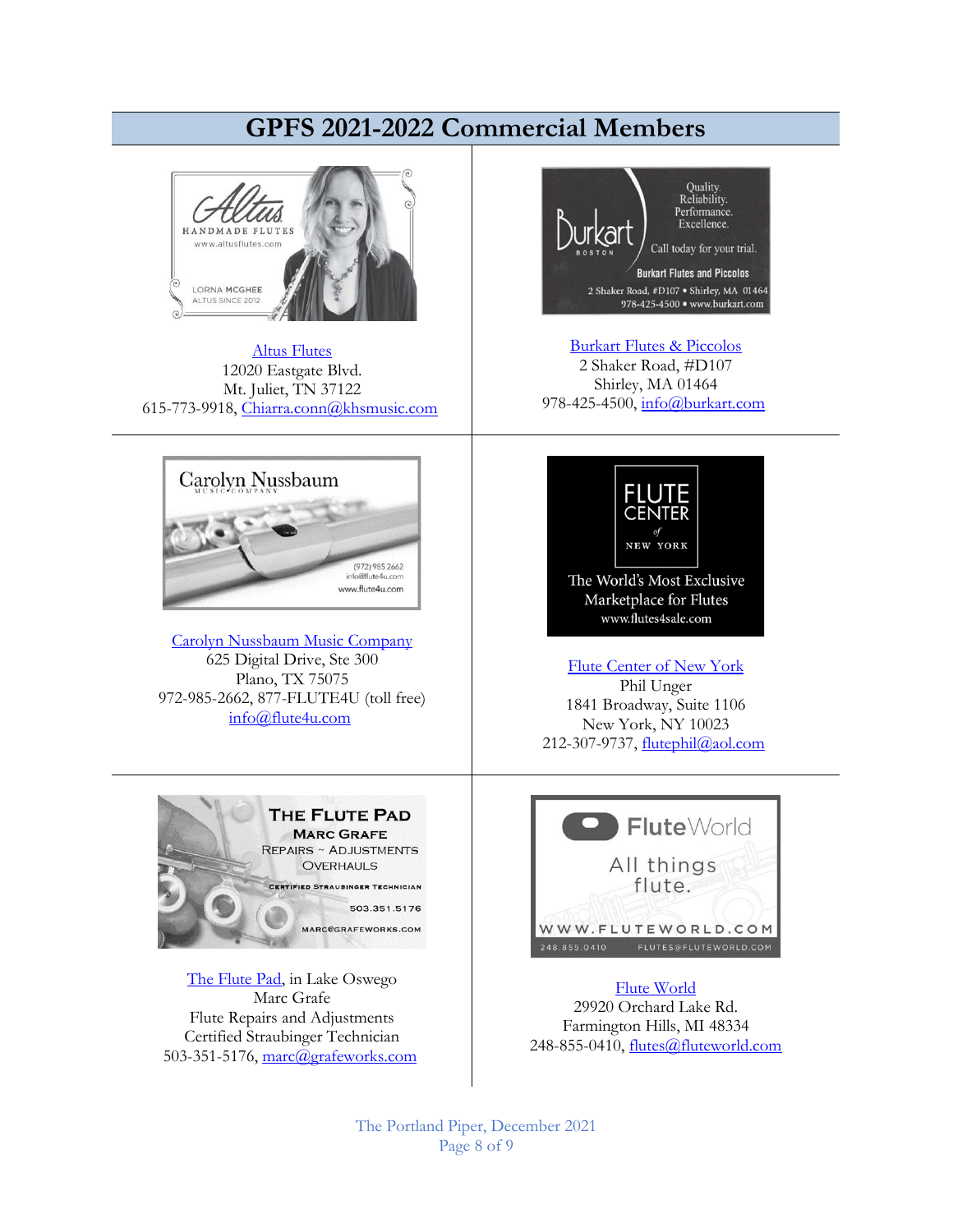# GPFS 2021-2022 Commercial Members

Altus Flutes
12020 Eastgate Blvd.
Mt. Juliet, TN 37122
615-773-9918, Chiarra.conn@khsmusic.com

Burkart Flutes & Piccolos
2 Shaker Road, #D107
Shirley, MA 01464
978-425-4500, info@burkart.com

Carolyn Nussbaum Music Company
625 Digital Drive, Ste 300
Plano, TX 75075
972-985-2662, 877-FLUTE4U (toll free)
info@flute4u.com

Flute Center of New York
Phil Unger
1841 Broadway, Suite 1106
New York, NY 10023
212-307-9737, flutephil@aol.com

The Flute Pad, in Lake Oswego
Marc Grafe
Flute Repairs and Adjustments
Certified Straubinger Technician
503-351-5176, marc@grafeworks.com

Flute World
29920 Orchard Lake Rd.
Farmington Hills, MI 48334
248-855-0410, flutes@fluteworld.com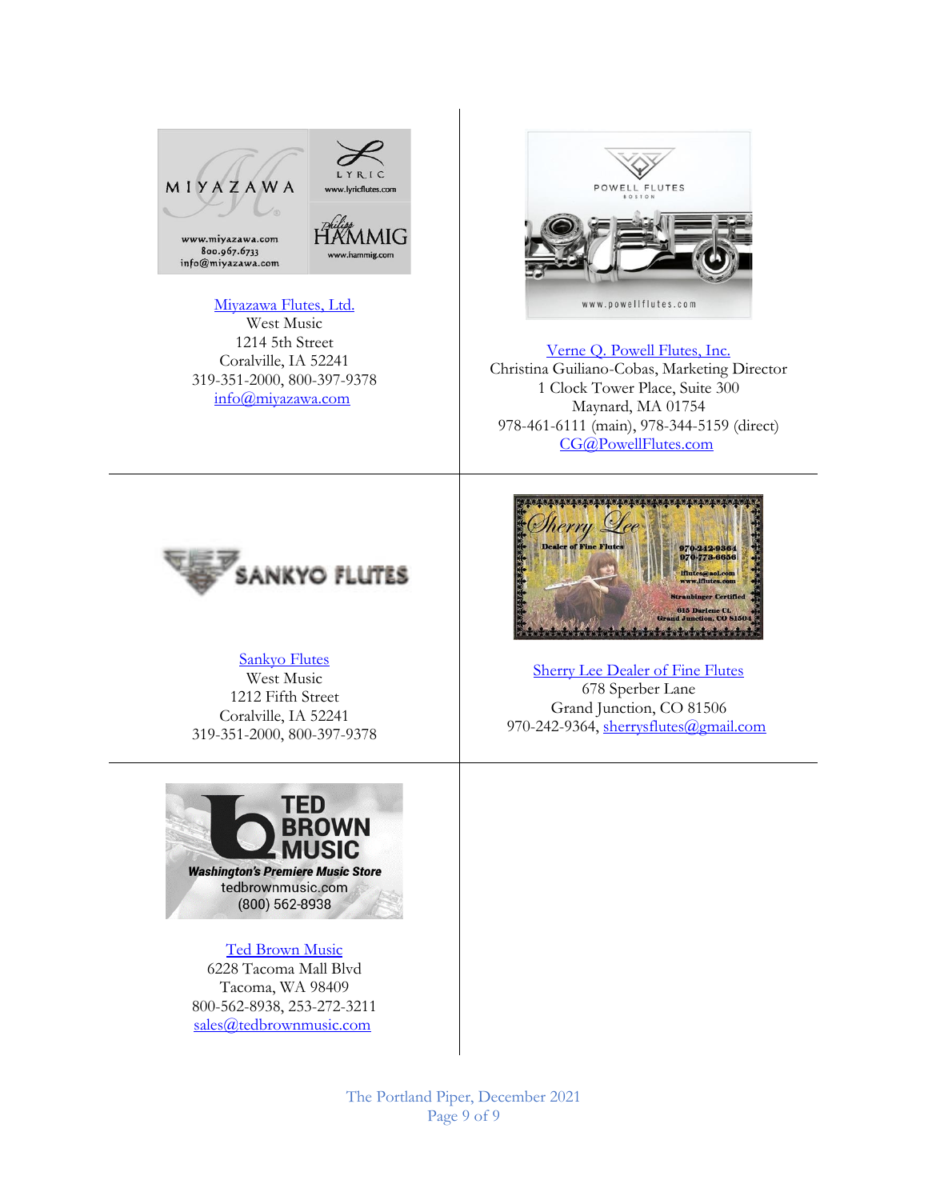Miyazawa Flutes, Ltd.
West Music
1214 5th Street
Coralville, IA 52241
319-351-2000, 800-397-9378
info@miyazawa.com

Verne Q. Powell Flutes, Inc.
Christina Guiliano-Cobas, Marketing Director
1 Clock Tower Place, Suite 300
Maynard, MA 01754
978-461-6111 (main), 978-344-5159 (direct)
CG@PowellFlutes.com

Sankyo Flutes
West Music
1212 Fifth Street
Coralville, IA 52241
319-351-2000, 800-397-9378

Sherry Lee Dealer of Fine Flutes
678 Sperber Lane
Grand Junction, CO 81506
970-242-9364, sherrysflutes@gmail.com

Ted Brown Music
6228 Tacoma Mall Blvd
Tacoma, WA 98409
800-562-8938, 253-272-3211
sales@tedbrownmusic.com